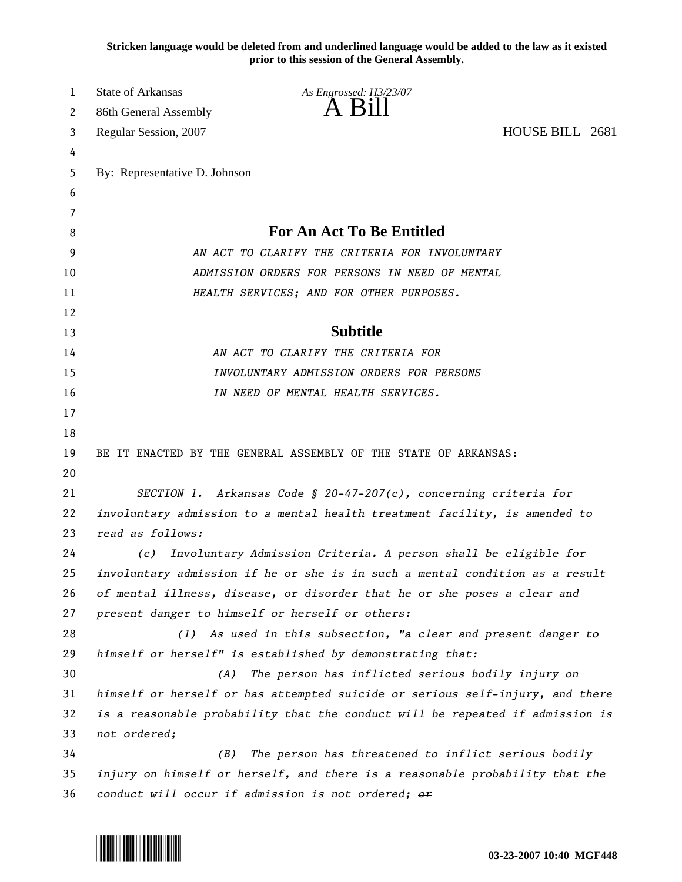**Stricken language would be deleted from and underlined language would be added to the law as it existed prior to this session of the General Assembly.**

State of Arkansas *As Engrossed: H3/23/07*
86th General Assembly

# A Bill

Regular Session, 2007 HOUSE BILL 2681

By: Representative D. Johnson

## For An Act To Be Entitled

*AN ACT TO CLARIFY THE CRITERIA FOR INVOLUNTARY ADMISSION ORDERS FOR PERSONS IN NEED OF MENTAL HEALTH SERVICES; AND FOR OTHER PURPOSES.*

## Subtitle

*AN ACT TO CLARIFY THE CRITERIA FOR INVOLUNTARY ADMISSION ORDERS FOR PERSONS IN NEED OF MENTAL HEALTH SERVICES.*

BE IT ENACTED BY THE GENERAL ASSEMBLY OF THE STATE OF ARKANSAS:

*SECTION 1. Arkansas Code § 20-47-207(c), concerning criteria for involuntary admission to a mental health treatment facility, is amended to read as follows:*

*(c) Involuntary Admission Criteria. A person shall be eligible for involuntary admission if he or she is in such a mental condition as a result of mental illness, disease, or disorder that he or she poses a clear and present danger to himself or herself or others:*

*(1) As used in this subsection, "a clear and present danger to himself or herself" is established by demonstrating that:*

*(A) The person has inflicted serious bodily injury on himself or herself or has attempted suicide or serious self-injury, and there is a reasonable probability that the conduct will be repeated if admission is not ordered;*

*(B) The person has threatened to inflict serious bodily injury on himself or herself, and there is a reasonable probability that the conduct will occur if admission is not ordered;* ~~or~~

03-23-2007 10:40 MGF448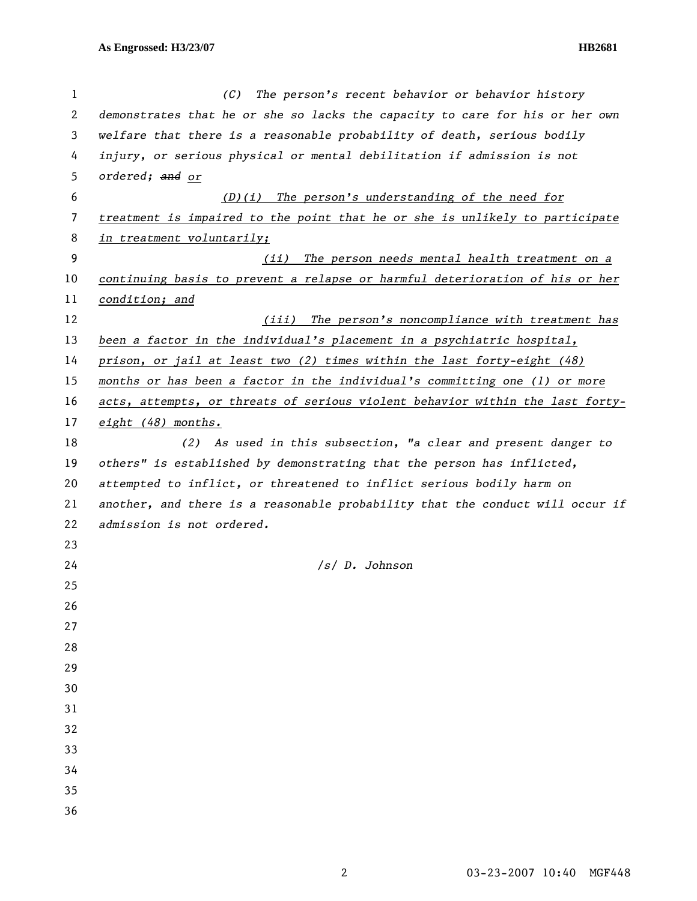*(C) The person's recent behavior or behavior history demonstrates that he or she so lacks the capacity to care for his or her own welfare that there is a reasonable probability of death, serious bodily injury, or serious physical or mental debilitation if admission is not ordered;* ~~*and*~~ <u>*or*</u>

<u>*(D)(i) The person's understanding of the need for treatment is impaired to the point that he or she is unlikely to participate in treatment voluntarily;*</u>

<u>*(ii) The person needs mental health treatment on a continuing basis to prevent a relapse or harmful deterioration of his or her condition; and*</u>

<u>*(iii) The person's noncompliance with treatment has been a factor in the individual's placement in a psychiatric hospital, prison, or jail at least two (2) times within the last forty-eight (48) months or has been a factor in the individual's committing one (1) or more acts, attempts, or threats of serious violent behavior within the last forty-eight (48) months.*</u>

*(2) As used in this subsection, "a clear and present danger to others" is established by demonstrating that the person has inflicted, attempted to inflict, or threatened to inflict serious bodily harm on another, and there is a reasonable probability that the conduct will occur if admission is not ordered.*

*/s/ D. Johnson*